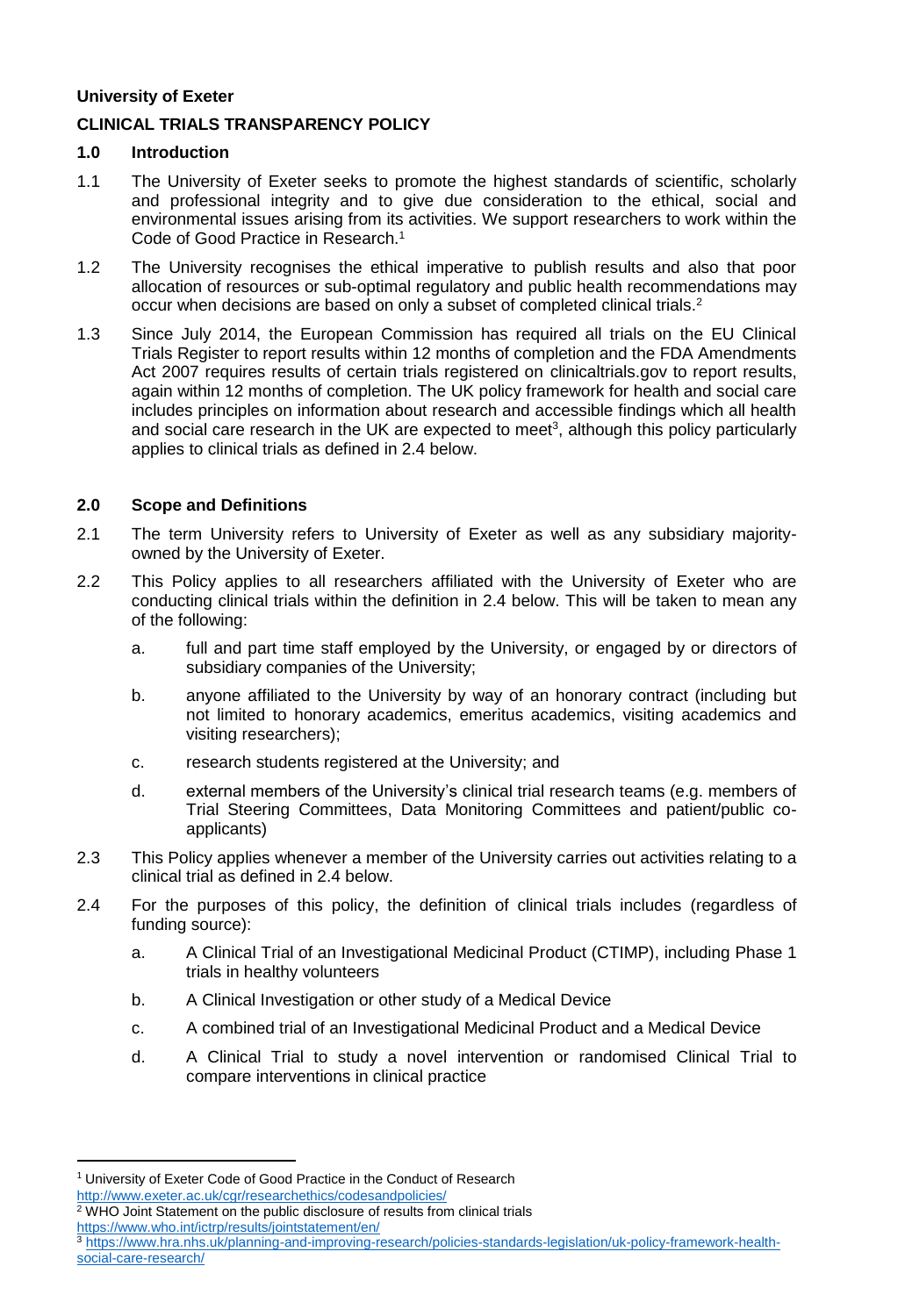**University of Exeter**

# CLINICAL TRIALS TRANSPARENCY POLICY

## 1.0 Introduction

1.1 The University of Exeter seeks to promote the highest standards of scientific, scholarly and professional integrity and to give due consideration to the ethical, social and environmental issues arising from its activities. We support researchers to work within the Code of Good Practice in Research.[1]

1.2 The University recognises the ethical imperative to publish results and also that poor allocation of resources or sub-optimal regulatory and public health recommendations may occur when decisions are based on only a subset of completed clinical trials.[2]

1.3 Since July 2014, the European Commission has required all trials on the EU Clinical Trials Register to report results within 12 months of completion and the FDA Amendments Act 2007 requires results of certain trials registered on clinicaltrials.gov to report results, again within 12 months of completion. The UK policy framework for health and social care includes principles on information about research and accessible findings which all health and social care research in the UK are expected to meet[3], although this policy particularly applies to clinical trials as defined in 2.4 below.

## 2.0 Scope and Definitions

2.1 The term University refers to University of Exeter as well as any subsidiary majority-owned by the University of Exeter.

2.2 This Policy applies to all researchers affiliated with the University of Exeter who are conducting clinical trials within the definition in 2.4 below. This will be taken to mean any of the following:

  a. full and part time staff employed by the University, or engaged by or directors of subsidiary companies of the University;

  b. anyone affiliated to the University by way of an honorary contract (including but not limited to honorary academics, emeritus academics, visiting academics and visiting researchers);

  c. research students registered at the University; and

  d. external members of the University's clinical trial research teams (e.g. members of Trial Steering Committees, Data Monitoring Committees and patient/public co-applicants)

2.3 This Policy applies whenever a member of the University carries out activities relating to a clinical trial as defined in 2.4 below.

2.4 For the purposes of this policy, the definition of clinical trials includes (regardless of funding source):

  a. A Clinical Trial of an Investigational Medicinal Product (CTIMP), including Phase 1 trials in healthy volunteers

  b. A Clinical Investigation or other study of a Medical Device

  c. A combined trial of an Investigational Medicinal Product and a Medical Device

  d. A Clinical Trial to study a novel intervention or randomised Clinical Trial to compare interventions in clinical practice

---

[1] University of Exeter Code of Good Practice in the Conduct of Research
http://www.exeter.ac.uk/cgr/researchethics/codesandpolicies/

[2] WHO Joint Statement on the public disclosure of results from clinical trials
https://www.who.int/ictrp/results/jointstatement/en/

[3] https://www.hra.nhs.uk/planning-and-improving-research/policies-standards-legislation/uk-policy-framework-health-social-care-research/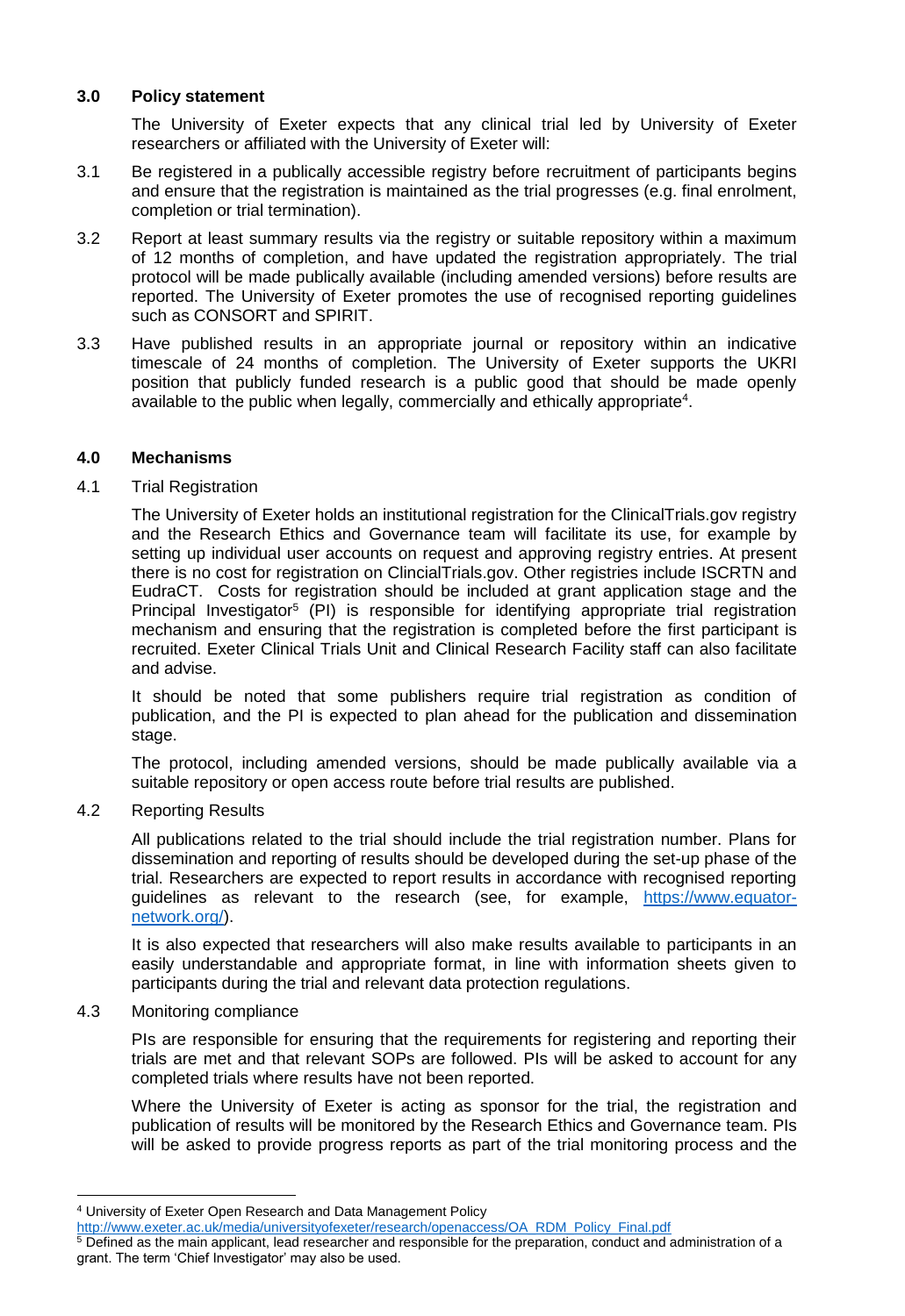## 3.0 Policy statement

The University of Exeter expects that any clinical trial led by University of Exeter researchers or affiliated with the University of Exeter will:

3.1 Be registered in a publically accessible registry before recruitment of participants begins and ensure that the registration is maintained as the trial progresses (e.g. final enrolment, completion or trial termination).

3.2 Report at least summary results via the registry or suitable repository within a maximum of 12 months of completion, and have updated the registration appropriately. The trial protocol will be made publically available (including amended versions) before results are reported. The University of Exeter promotes the use of recognised reporting guidelines such as CONSORT and SPIRIT.

3.3 Have published results in an appropriate journal or repository within an indicative timescale of 24 months of completion. The University of Exeter supports the UKRI position that publicly funded research is a public good that should be made openly available to the public when legally, commercially and ethically appropriate[4].

## 4.0 Mechanisms

### 4.1 Trial Registration

The University of Exeter holds an institutional registration for the ClinicalTrials.gov registry and the Research Ethics and Governance team will facilitate its use, for example by setting up individual user accounts on request and approving registry entries. At present there is no cost for registration on ClincialTrials.gov. Other registries include ISCRTN and EudraCT. Costs for registration should be included at grant application stage and the Principal Investigator[5] (PI) is responsible for identifying appropriate trial registration mechanism and ensuring that the registration is completed before the first participant is recruited. Exeter Clinical Trials Unit and Clinical Research Facility staff can also facilitate and advise.

It should be noted that some publishers require trial registration as condition of publication, and the PI is expected to plan ahead for the publication and dissemination stage.

The protocol, including amended versions, should be made publically available via a suitable repository or open access route before trial results are published.

### 4.2 Reporting Results

All publications related to the trial should include the trial registration number. Plans for dissemination and reporting of results should be developed during the set-up phase of the trial. Researchers are expected to report results in accordance with recognised reporting guidelines as relevant to the research (see, for example, [https://www.equator-network.org/](https://www.equator-network.org/)).

It is also expected that researchers will also make results available to participants in an easily understandable and appropriate format, in line with information sheets given to participants during the trial and relevant data protection regulations.

### 4.3 Monitoring compliance

PIs are responsible for ensuring that the requirements for registering and reporting their trials are met and that relevant SOPs are followed. PIs will be asked to account for any completed trials where results have not been reported.

Where the University of Exeter is acting as sponsor for the trial, the registration and publication of results will be monitored by the Research Ethics and Governance team. PIs will be asked to provide progress reports as part of the trial monitoring process and the

---

[4] University of Exeter Open Research and Data Management Policy [http://www.exeter.ac.uk/media/universityofexeter/research/openaccess/OA_RDM_Policy_Final.pdf](http://www.exeter.ac.uk/media/universityofexeter/research/openaccess/OA_RDM_Policy_Final.pdf)

[5] Defined as the main applicant, lead researcher and responsible for the preparation, conduct and administration of a grant. The term 'Chief Investigator' may also be used.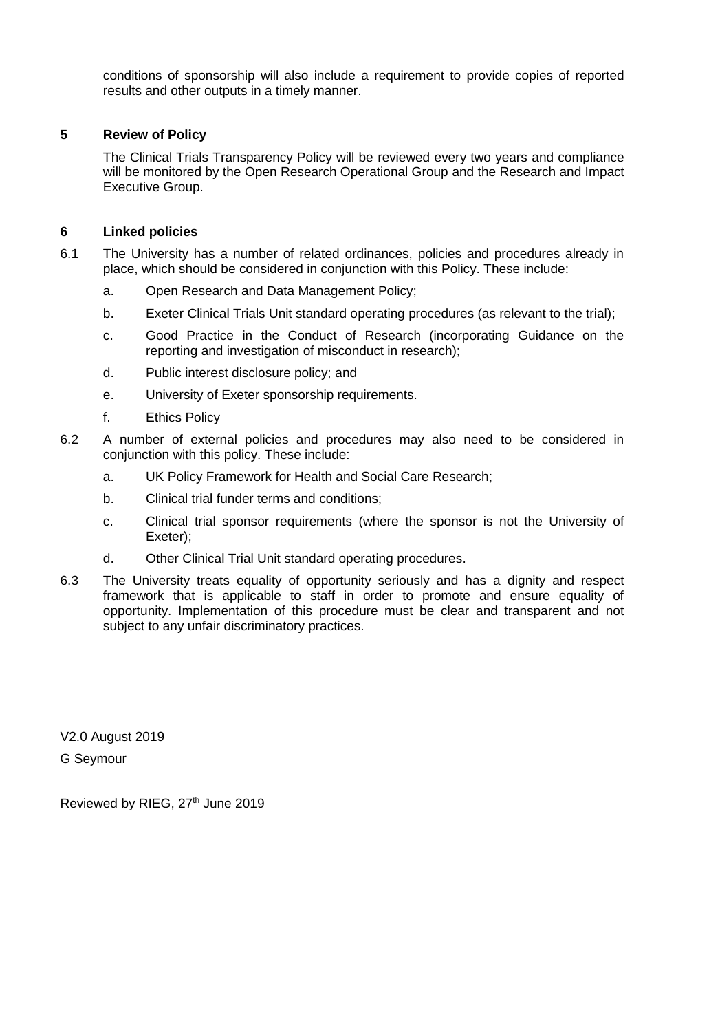conditions of sponsorship will also include a requirement to provide copies of reported results and other outputs in a timely manner.

## 5 Review of Policy

The Clinical Trials Transparency Policy will be reviewed every two years and compliance will be monitored by the Open Research Operational Group and the Research and Impact Executive Group.

## 6 Linked policies

6.1 The University has a number of related ordinances, policies and procedures already in place, which should be considered in conjunction with this Policy. These include:

a. Open Research and Data Management Policy;

b. Exeter Clinical Trials Unit standard operating procedures (as relevant to the trial);

c. Good Practice in the Conduct of Research (incorporating Guidance on the reporting and investigation of misconduct in research);

d. Public interest disclosure policy; and

e. University of Exeter sponsorship requirements.

f. Ethics Policy

6.2 A number of external policies and procedures may also need to be considered in conjunction with this policy. These include:

a. UK Policy Framework for Health and Social Care Research;

b. Clinical trial funder terms and conditions;

c. Clinical trial sponsor requirements (where the sponsor is not the University of Exeter);

d. Other Clinical Trial Unit standard operating procedures.

6.3 The University treats equality of opportunity seriously and has a dignity and respect framework that is applicable to staff in order to promote and ensure equality of opportunity. Implementation of this procedure must be clear and transparent and not subject to any unfair discriminatory practices.

V2.0 August 2019

G Seymour

Reviewed by RIEG, 27th June 2019